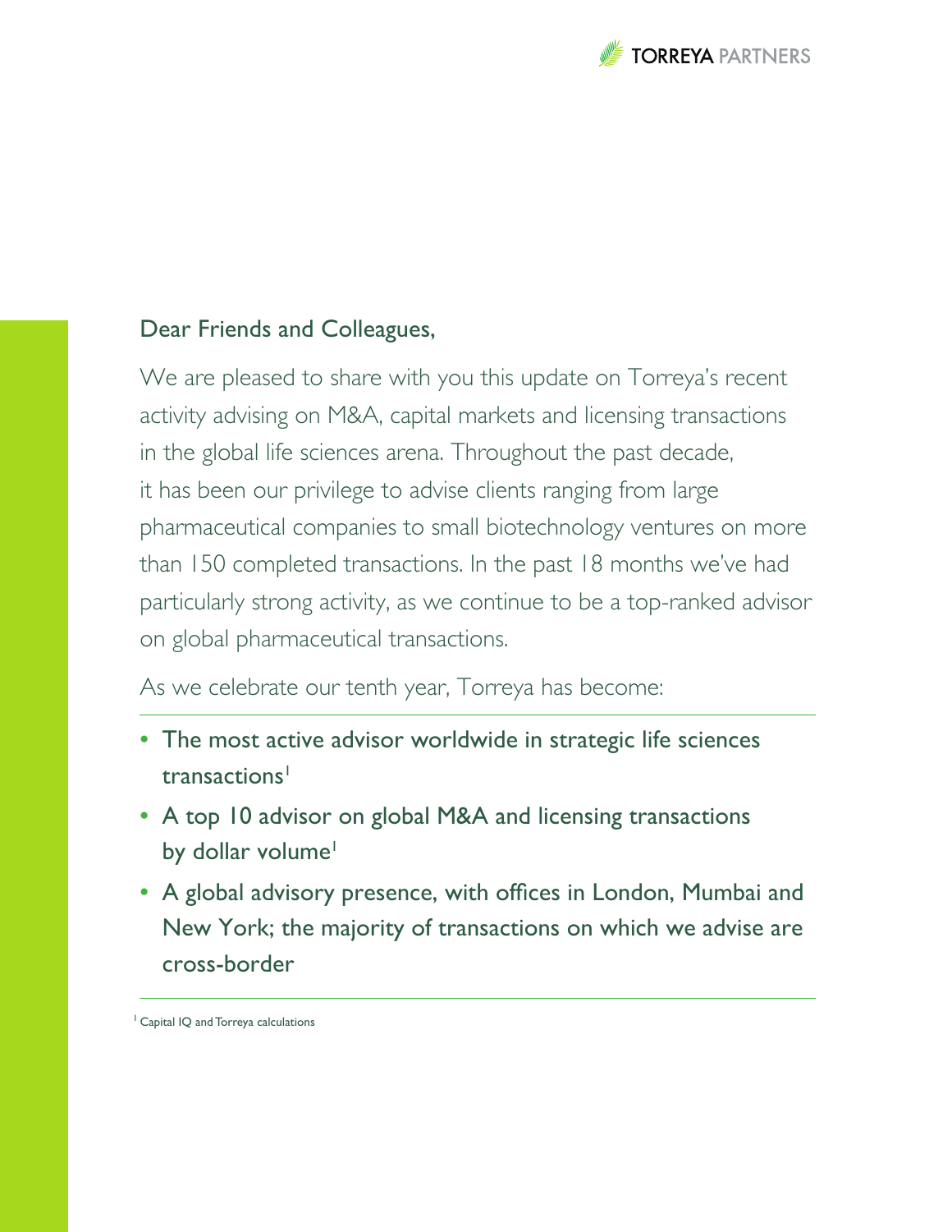Dear Friends and Colleagues,

We are pleased to share with you this update on Torreya's recent activity advising on M&A, capital markets and licensing transactions in the global life sciences arena. Throughout the past decade, it has been our privilege to advise clients ranging from large pharmaceutical companies to small biotechnology ventures on more than 150 completed transactions. In the past 18 months we've had particularly strong activity, as we continue to be a top-ranked advisor on global pharmaceutical transactions.

As we celebrate our tenth year, Torreya has become:

- The most active advisor worldwide in strategic life sciences transactions[1]
- A top 10 advisor on global M&A and licensing transactions by dollar volume[1]
- A global advisory presence, with offices in London, Mumbai and New York; the majority of transactions on which we advise are cross-border

[1] Capital IQ and Torreya calculations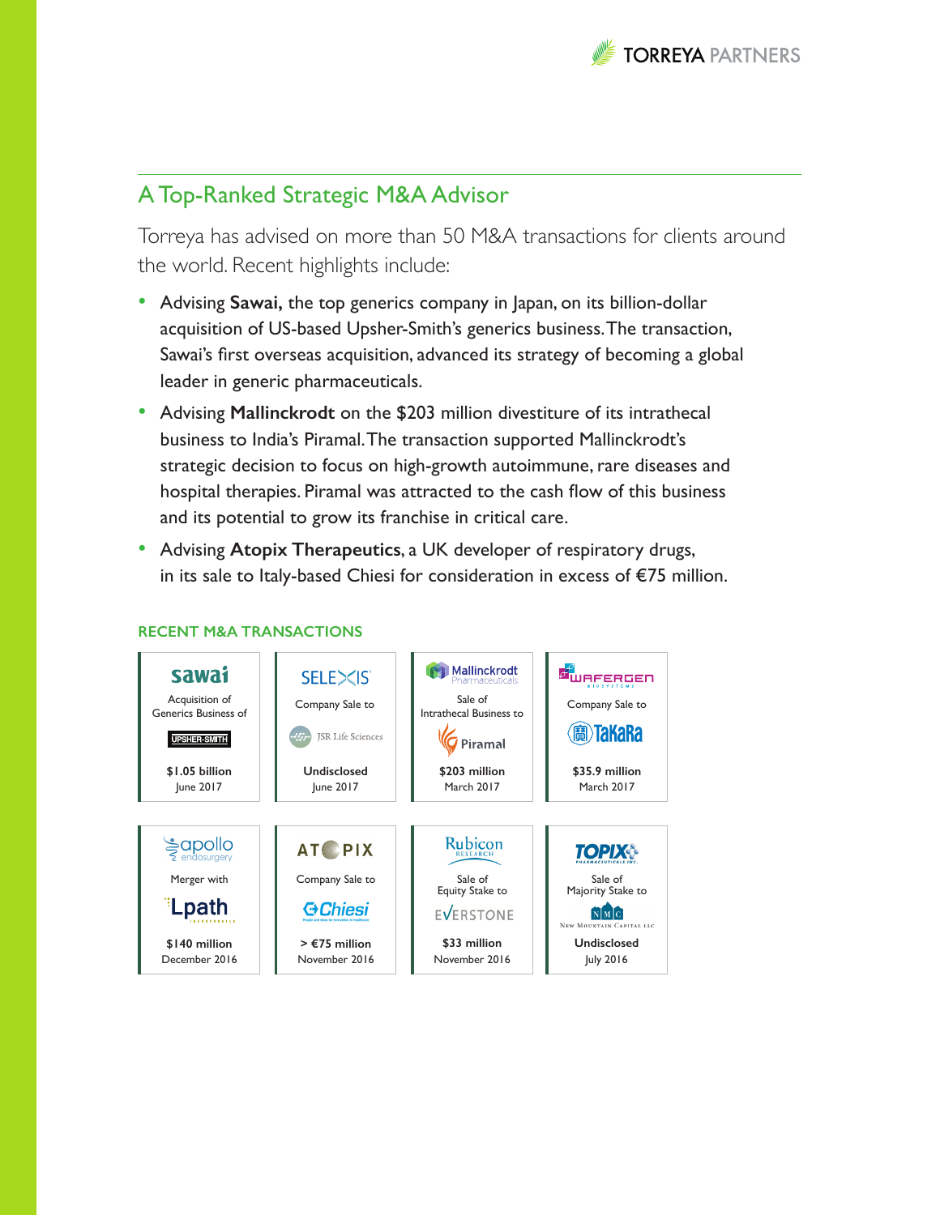## A Top-Ranked Strategic M&A Advisor

Torreya has advised on more than 50 M&A transactions for clients around the world. Recent highlights include:

- Advising **Sawai,** the top generics company in Japan, on its billion-dollar acquisition of US-based Upsher-Smith's generics business. The transaction, Sawai's first overseas acquisition, advanced its strategy of becoming a global leader in generic pharmaceuticals.
- Advising **Mallinckrodt** on the $203 million divestiture of its intrathecal business to India's Piramal. The transaction supported Mallinckrodt's strategic decision to focus on high-growth autoimmune, rare diseases and hospital therapies. Piramal was attracted to the cash flow of this business and its potential to grow its franchise in critical care.
- Advising **Atopix Therapeutics**, a UK developer of respiratory drugs, in its sale to Italy-based Chiesi for consideration in excess of €75 million.

### RECENT M&A TRANSACTIONS

| Company | Transaction | Counterparty | Value | Date |
|---|---|---|---|---|
| Sawai | Acquisition of Generics Business of | Upsher-Smith | $1.05 billion | June 2017 |
| Selexis | Company Sale to | JSR Life Sciences | Undisclosed | June 2017 |
| Mallinckrodt Pharmaceuticals | Sale of Intrathecal Business to | Piramal | $203 million | March 2017 |
| WaferGen Bio-systems | Company Sale to | TaKaRa | $35.9 million | March 2017 |
| Apollo Endosurgery | Merger with | Lpath Incorporated | $140 million | December 2016 |
| Atopix | Company Sale to | Chiesi | > €75 million | November 2016 |
| Rubicon Research | Sale of Equity Stake to | Everstone | $33 million | November 2016 |
| Topix Pharmaceuticals Inc. | Sale of Majority Stake to | New Mountain Capital LLC | Undisclosed | July 2016 |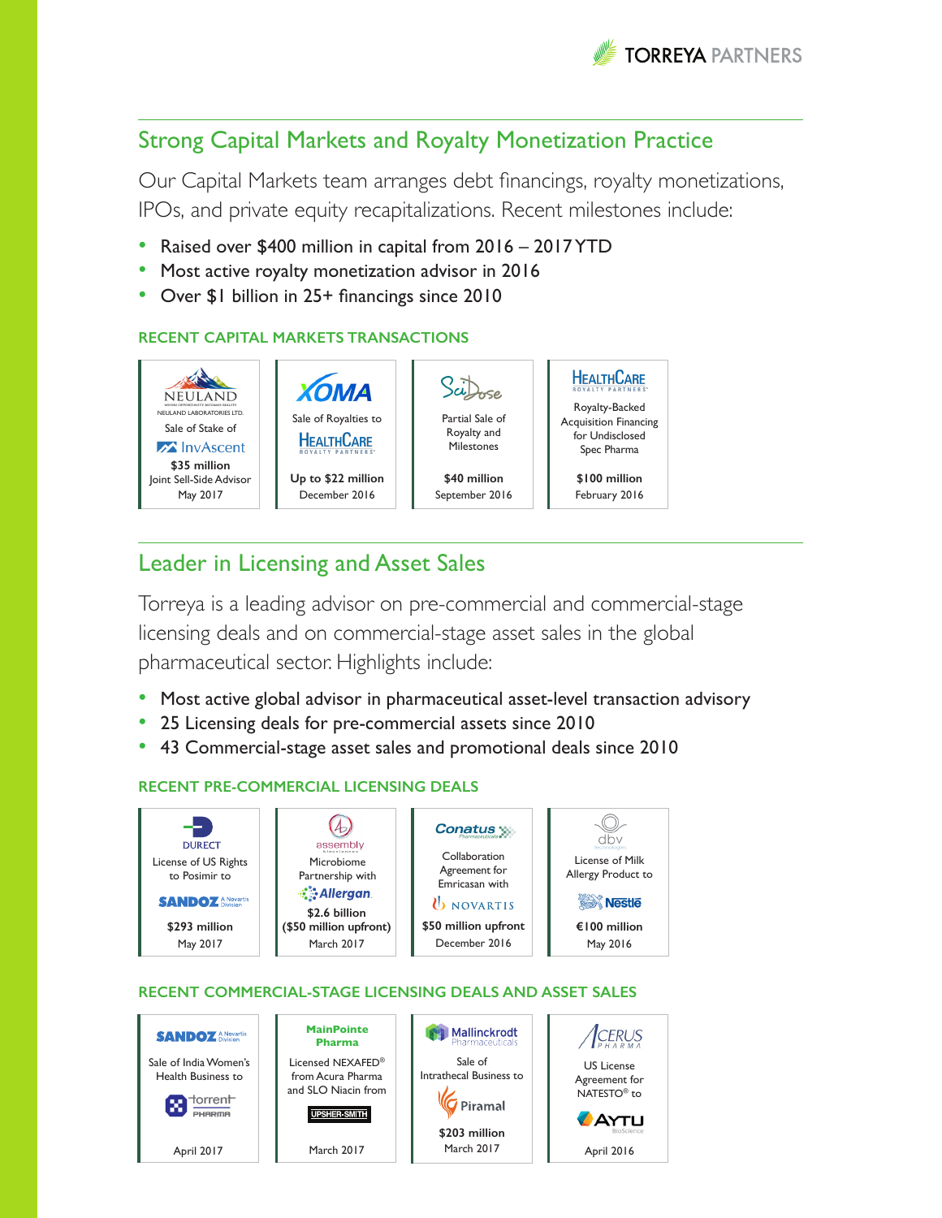## Strong Capital Markets and Royalty Monetization Practice

Our Capital Markets team arranges debt financings, royalty monetizations, IPOs, and private equity recapitalizations. Recent milestones include:

- Raised over $400 million in capital from 2016 – 2017 YTD
- Most active royalty monetization advisor in 2016
- Over $1 billion in 25+ financings since 2010

### RECENT CAPITAL MARKETS TRANSACTIONS

| NEULAND LABORATORIES LTD. | XOMA | SciDose | HealthCare Royalty Partners |
|---|---|---|---|
| Sale of Stake of InvAscent | Sale of Royalties to HealthCare Royalty Partners | Partial Sale of Royalty and Milestones | Royalty-Backed Acquisition Financing for Undisclosed Spec Pharma |
| **$35 million** Joint Sell-Side Advisor | **Up to $22 million** | **$40 million** | **$100 million** |
| May 2017 | December 2016 | September 2016 | February 2016 |

## Leader in Licensing and Asset Sales

Torreya is a leading advisor on pre-commercial and commercial-stage licensing deals and on commercial-stage asset sales in the global pharmaceutical sector. Highlights include:

- Most active global advisor in pharmaceutical asset-level transaction advisory
- 25 Licensing deals for pre-commercial assets since 2010
- 43 Commercial-stage asset sales and promotional deals since 2010

### RECENT PRE-COMMERCIAL LICENSING DEALS

| DURECT | assembly biosciences | Conatus Pharmaceuticals | dbv technologies |
|---|---|---|---|
| License of US Rights to Posimir to Sandoz (A Novartis Division) | Microbiome Partnership with Allergan | Collaboration Agreement for Emricasan with Novartis | License of Milk Allergy Product to Nestlé |
| **$293 million** | **$2.6 billion ($50 million upfront)** | **$50 million upfront** | **€100 million** |
| May 2017 | March 2017 | December 2016 | May 2016 |

### RECENT COMMERCIAL-STAGE LICENSING DEALS AND ASSET SALES

| Sandoz (A Novartis Division) | MainPointe Pharma | Mallinckrodt Pharmaceuticals | Acerus Pharma |
|---|---|---|---|
| Sale of India Women's Health Business to Torrent Pharma | Licensed NEXAFED® from Acura Pharma and SLO Niacin from Upsher-Smith | Sale of Intrathecal Business to Piramal | US License Agreement for NATESTO® to Aytu BioScience |
| | | **$203 million** | |
| April 2017 | March 2017 | March 2017 | April 2016 |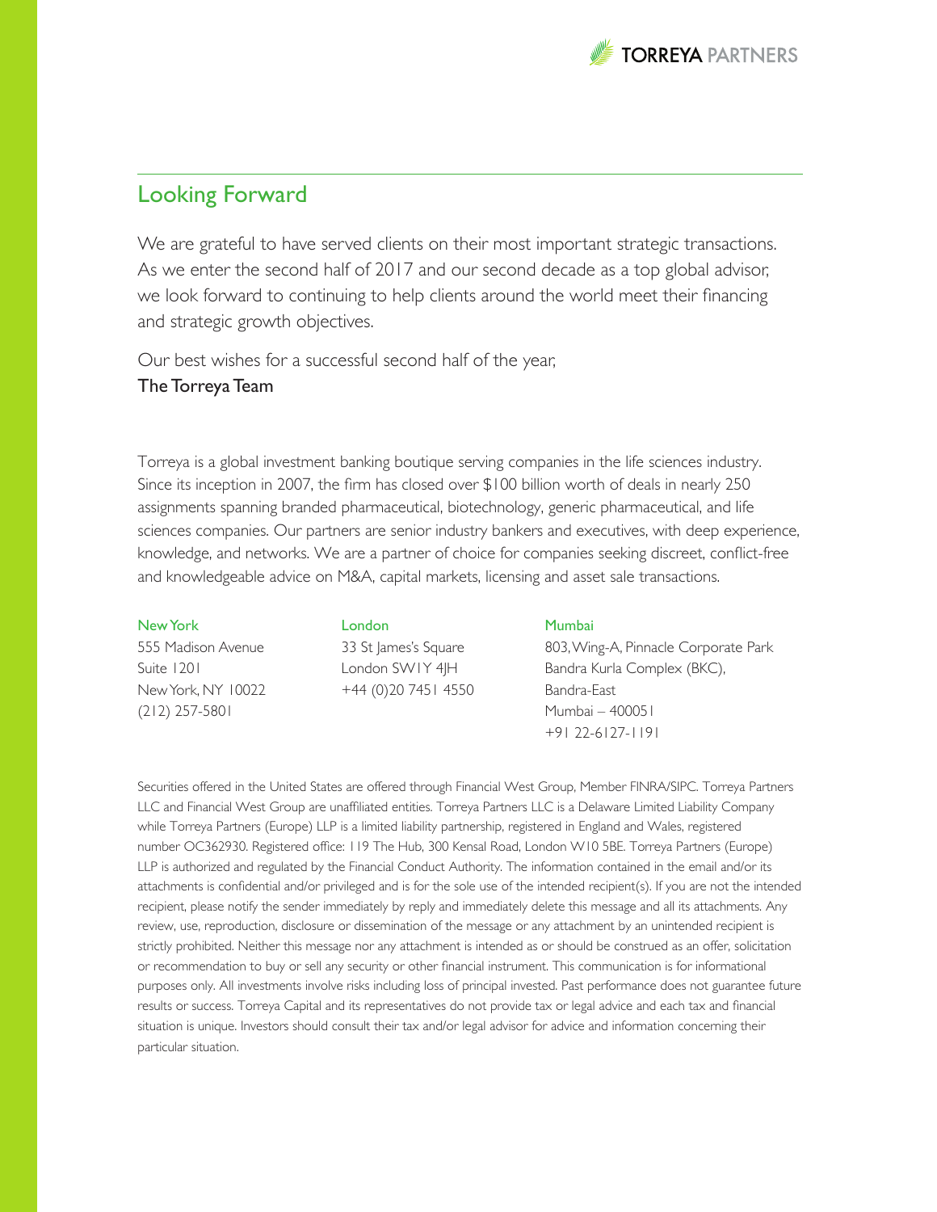## Looking Forward

We are grateful to have served clients on their most important strategic transactions. As we enter the second half of 2017 and our second decade as a top global advisor, we look forward to continuing to help clients around the world meet their financing and strategic growth objectives.

Our best wishes for a successful second half of the year,
**The Torreya Team**

Torreya is a global investment banking boutique serving companies in the life sciences industry. Since its inception in 2007, the firm has closed over $100 billion worth of deals in nearly 250 assignments spanning branded pharmaceutical, biotechnology, generic pharmaceutical, and life sciences companies. Our partners are senior industry bankers and executives, with deep experience, knowledge, and networks. We are a partner of choice for companies seeking discreet, conflict-free and knowledgeable advice on M&A, capital markets, licensing and asset sale transactions.

**New York**
555 Madison Avenue
Suite 1201
New York, NY 10022
(212) 257-5801

**London**
33 St James's Square
London SW1Y 4JH
+44 (0)20 7451 4550

**Mumbai**
803, Wing-A, Pinnacle Corporate Park
Bandra Kurla Complex (BKC),
Bandra-East
Mumbai – 400051
+91 22-6127-1191

Securities offered in the United States are offered through Financial West Group, Member FINRA/SIPC. Torreya Partners LLC and Financial West Group are unaffiliated entities. Torreya Partners LLC is a Delaware Limited Liability Company while Torreya Partners (Europe) LLP is a limited liability partnership, registered in England and Wales, registered number OC362930. Registered office: 119 The Hub, 300 Kensal Road, London W10 5BE. Torreya Partners (Europe) LLP is authorized and regulated by the Financial Conduct Authority. The information contained in the email and/or its attachments is confidential and/or privileged and is for the sole use of the intended recipient(s). If you are not the intended recipient, please notify the sender immediately by reply and immediately delete this message and all its attachments. Any review, use, reproduction, disclosure or dissemination of the message or any attachment by an unintended recipient is strictly prohibited. Neither this message nor any attachment is intended as or should be construed as an offer, solicitation or recommendation to buy or sell any security or other financial instrument. This communication is for informational purposes only. All investments involve risks including loss of principal invested. Past performance does not guarantee future results or success. Torreya Capital and its representatives do not provide tax or legal advice and each tax and financial situation is unique. Investors should consult their tax and/or legal advisor for advice and information concerning their particular situation.